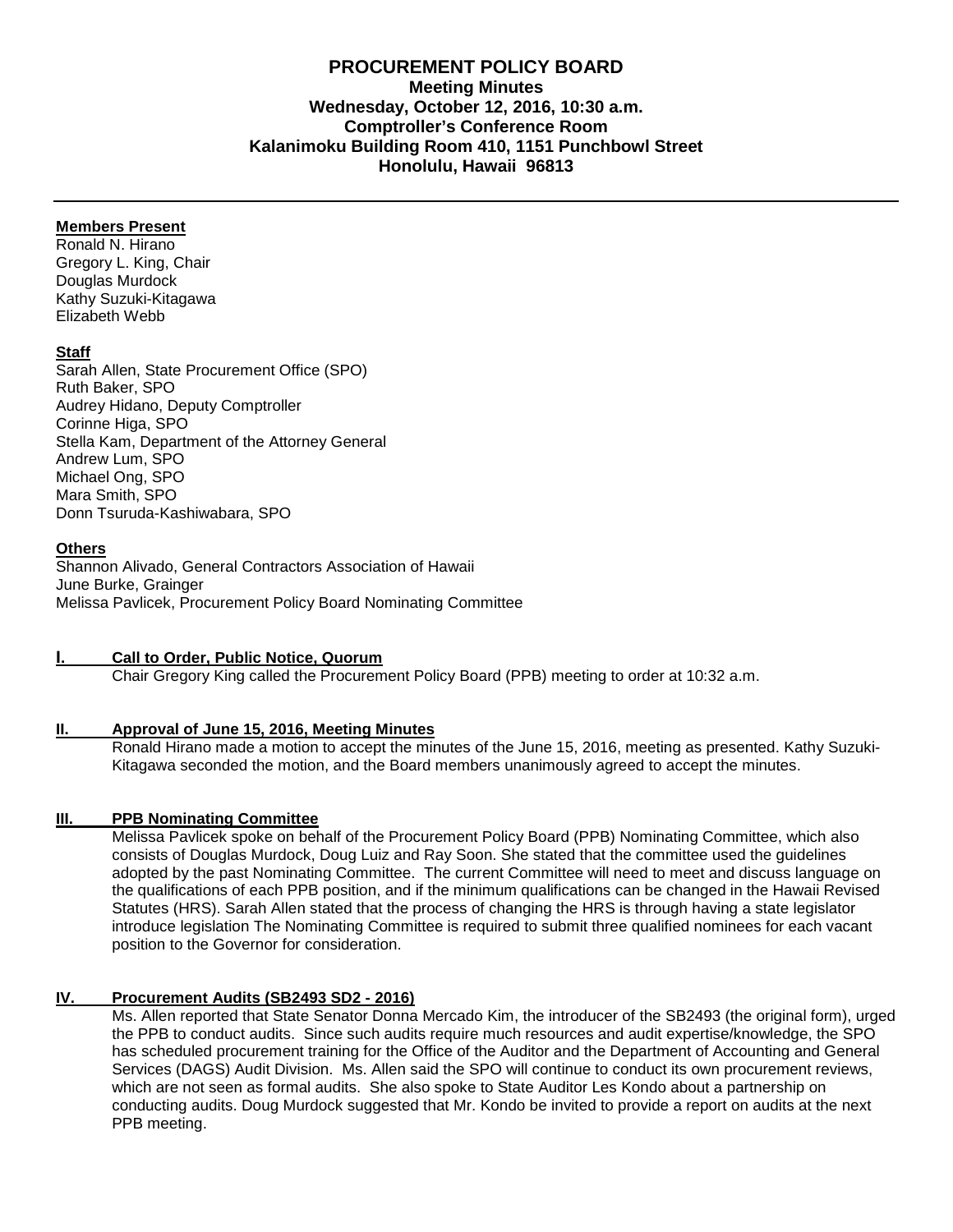**PROCUREMENT POLICY BOARD**
**Meeting Minutes**
**Wednesday, October 12, 2016, 10:30 a.m.**
**Comptroller's Conference Room**
**Kalanimoku Building Room 410, 1151 Punchbowl Street**
**Honolulu, Hawaii 96813**

---

**Members Present**
Ronald N. Hirano
Gregory L. King, Chair
Douglas Murdock
Kathy Suzuki-Kitagawa
Elizabeth Webb

**Staff**
Sarah Allen, State Procurement Office (SPO)
Ruth Baker, SPO
Audrey Hidano, Deputy Comptroller
Corinne Higa, SPO
Stella Kam, Department of the Attorney General
Andrew Lum, SPO
Michael Ong, SPO
Mara Smith, SPO
Donn Tsuruda-Kashiwabara, SPO

**Others**
Shannon Alivado, General Contractors Association of Hawaii
June Burke, Grainger
Melissa Pavlicek, Procurement Policy Board Nominating Committee

## I. Call to Order, Public Notice, Quorum

Chair Gregory King called the Procurement Policy Board (PPB) meeting to order at 10:32 a.m.

## II. Approval of June 15, 2016, Meeting Minutes

Ronald Hirano made a motion to accept the minutes of the June 15, 2016, meeting as presented. Kathy Suzuki-Kitagawa seconded the motion, and the Board members unanimously agreed to accept the minutes.

## III. PPB Nominating Committee

Melissa Pavlicek spoke on behalf of the Procurement Policy Board (PPB) Nominating Committee, which also consists of Douglas Murdock, Doug Luiz and Ray Soon. She stated that the committee used the guidelines adopted by the past Nominating Committee. The current Committee will need to meet and discuss language on the qualifications of each PPB position, and if the minimum qualifications can be changed in the Hawaii Revised Statutes (HRS). Sarah Allen stated that the process of changing the HRS is through having a state legislator introduce legislation The Nominating Committee is required to submit three qualified nominees for each vacant position to the Governor for consideration.

## IV. Procurement Audits (SB2493 SD2 - 2016)

Ms. Allen reported that State Senator Donna Mercado Kim, the introducer of the SB2493 (the original form), urged the PPB to conduct audits. Since such audits require much resources and audit expertise/knowledge, the SPO has scheduled procurement training for the Office of the Auditor and the Department of Accounting and General Services (DAGS) Audit Division. Ms. Allen said the SPO will continue to conduct its own procurement reviews, which are not seen as formal audits. She also spoke to State Auditor Les Kondo about a partnership on conducting audits. Doug Murdock suggested that Mr. Kondo be invited to provide a report on audits at the next PPB meeting.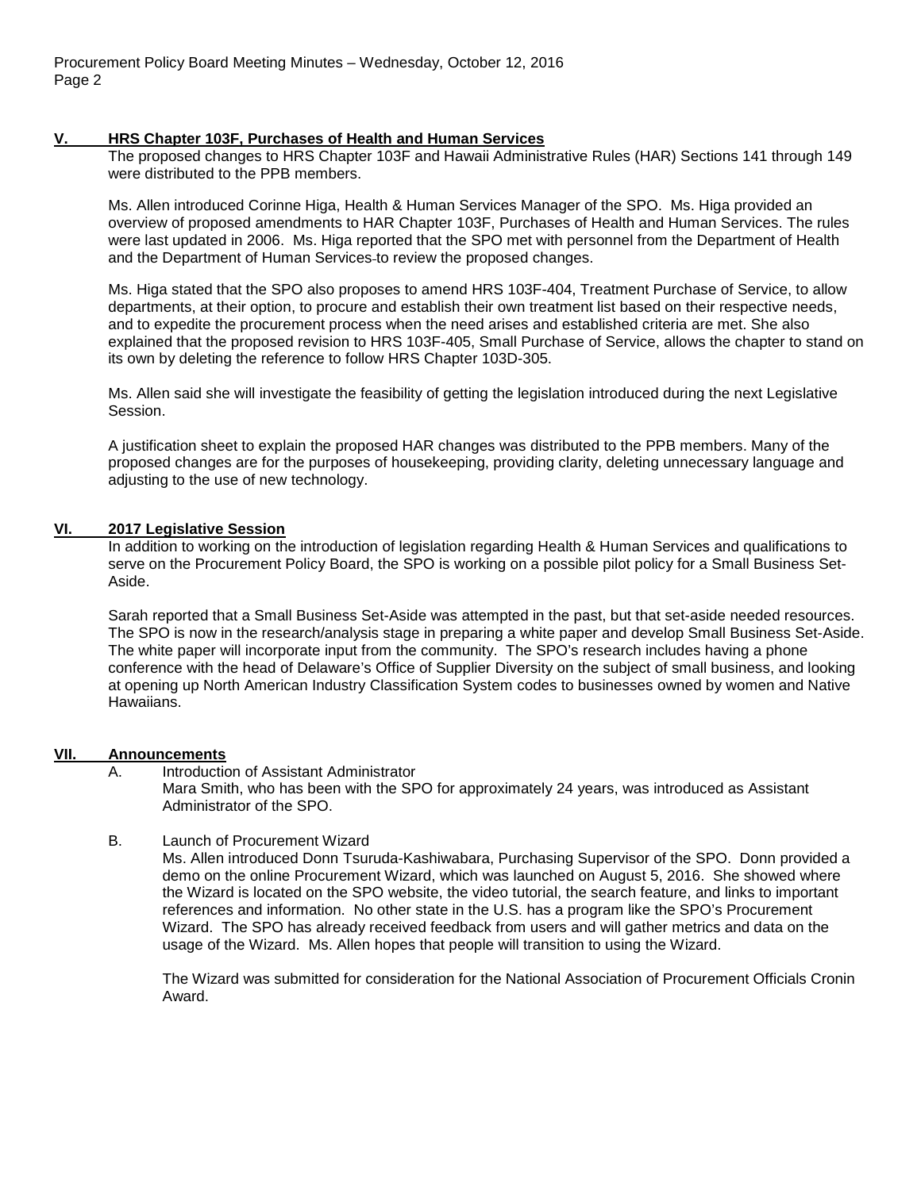## V. HRS Chapter 103F, Purchases of Health and Human Services

The proposed changes to HRS Chapter 103F and Hawaii Administrative Rules (HAR) Sections 141 through 149 were distributed to the PPB members.

Ms. Allen introduced Corinne Higa, Health & Human Services Manager of the SPO. Ms. Higa provided an overview of proposed amendments to HAR Chapter 103F, Purchases of Health and Human Services. The rules were last updated in 2006. Ms. Higa reported that the SPO met with personnel from the Department of Health and the Department of Human Services to review the proposed changes.

Ms. Higa stated that the SPO also proposes to amend HRS 103F-404, Treatment Purchase of Service, to allow departments, at their option, to procure and establish their own treatment list based on their respective needs, and to expedite the procurement process when the need arises and established criteria are met. She also explained that the proposed revision to HRS 103F-405, Small Purchase of Service, allows the chapter to stand on its own by deleting the reference to follow HRS Chapter 103D-305.

Ms. Allen said she will investigate the feasibility of getting the legislation introduced during the next Legislative Session.

A justification sheet to explain the proposed HAR changes was distributed to the PPB members. Many of the proposed changes are for the purposes of housekeeping, providing clarity, deleting unnecessary language and adjusting to the use of new technology.

## VI. 2017 Legislative Session

In addition to working on the introduction of legislation regarding Health & Human Services and qualifications to serve on the Procurement Policy Board, the SPO is working on a possible pilot policy for a Small Business Set-Aside.

Sarah reported that a Small Business Set-Aside was attempted in the past, but that set-aside needed resources. The SPO is now in the research/analysis stage in preparing a white paper and develop Small Business Set-Aside. The white paper will incorporate input from the community. The SPO's research includes having a phone conference with the head of Delaware's Office of Supplier Diversity on the subject of small business, and looking at opening up North American Industry Classification System codes to businesses owned by women and Native Hawaiians.

## VII. Announcements

A. Introduction of Assistant Administrator

Mara Smith, who has been with the SPO for approximately 24 years, was introduced as Assistant Administrator of the SPO.

B. Launch of Procurement Wizard

Ms. Allen introduced Donn Tsuruda-Kashiwabara, Purchasing Supervisor of the SPO. Donn provided a demo on the online Procurement Wizard, which was launched on August 5, 2016. She showed where the Wizard is located on the SPO website, the video tutorial, the search feature, and links to important references and information. No other state in the U.S. has a program like the SPO's Procurement Wizard. The SPO has already received feedback from users and will gather metrics and data on the usage of the Wizard. Ms. Allen hopes that people will transition to using the Wizard.

The Wizard was submitted for consideration for the National Association of Procurement Officials Cronin Award.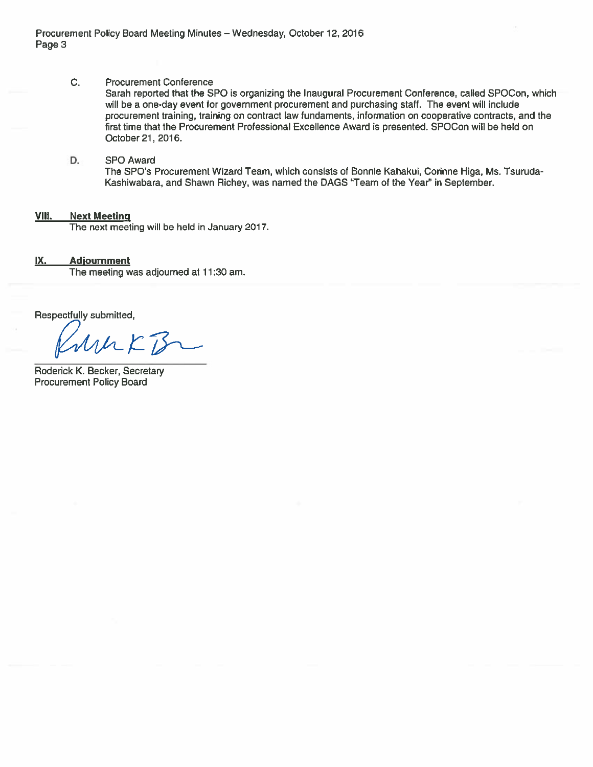C. Procurement Conference
Sarah reported that the SPO is organizing the Inaugural Procurement Conference, called SPOCon, which will be a one-day event for government procurement and purchasing staff. The event will include procurement training, training on contract law fundaments, information on cooperative contracts, and the first time that the Procurement Professional Excellence Award is presented. SPOCon will be held on October 21, 2016.

D. SPO Award
The SPO's Procurement Wizard Team, which consists of Bonnie Kahakui, Corinne Higa, Ms. Tsuruda-Kashiwabara, and Shawn Richey, was named the DAGS "Team of the Year" in September.

## VIII. Next Meeting

The next meeting will be held in January 2017.

## IX. Adjournment

The meeting was adjourned at 11:30 am.

Respectfully submitted,

Roderick K. Becker, Secretary
Procurement Policy Board